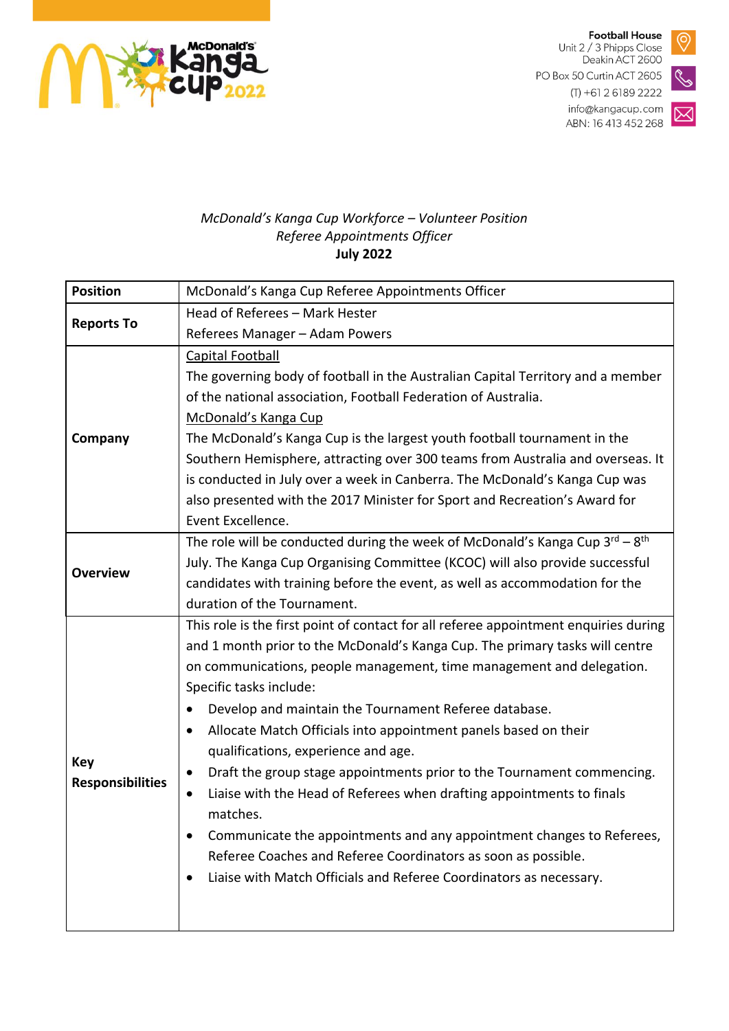Football House
Unit 2 / 3 Phipps Close
Deakin ACT 2600
PO Box 50 Curtin ACT 2605
(T) +61 2 6189 2222
info@kangacup.com
ABN: 16 413 452 268

*McDonald's Kanga Cup Workforce – Volunteer Position*
*Referee Appointments Officer*
**July 2022**

| | |
|---|---|
| **Position** | McDonald's Kanga Cup Referee Appointments Officer |
| **Reports To** | Head of Referees – Mark Hester<br>Referees Manager – Adam Powers |
| **Company** | Capital Football<br>The governing body of football in the Australian Capital Territory and a member of the national association, Football Federation of Australia.<br>McDonald's Kanga Cup<br>The McDonald's Kanga Cup is the largest youth football tournament in the Southern Hemisphere, attracting over 300 teams from Australia and overseas. It is conducted in July over a week in Canberra. The McDonald's Kanga Cup was also presented with the 2017 Minister for Sport and Recreation's Award for Event Excellence. |
| **Overview** | The role will be conducted during the week of McDonald's Kanga Cup 3rd – 8th July. The Kanga Cup Organising Committee (KCOC) will also provide successful candidates with training before the event, as well as accommodation for the duration of the Tournament. |
| **Key Responsibilities** | This role is the first point of contact for all referee appointment enquiries during and 1 month prior to the McDonald's Kanga Cup. The primary tasks will centre on communications, people management, time management and delegation. Specific tasks include:<br>• Develop and maintain the Tournament Referee database.<br>• Allocate Match Officials into appointment panels based on their qualifications, experience and age.<br>• Draft the group stage appointments prior to the Tournament commencing.<br>• Liaise with the Head of Referees when drafting appointments to finals matches.<br>• Communicate the appointments and any appointment changes to Referees, Referee Coaches and Referee Coordinators as soon as possible.<br>• Liaise with Match Officials and Referee Coordinators as necessary. |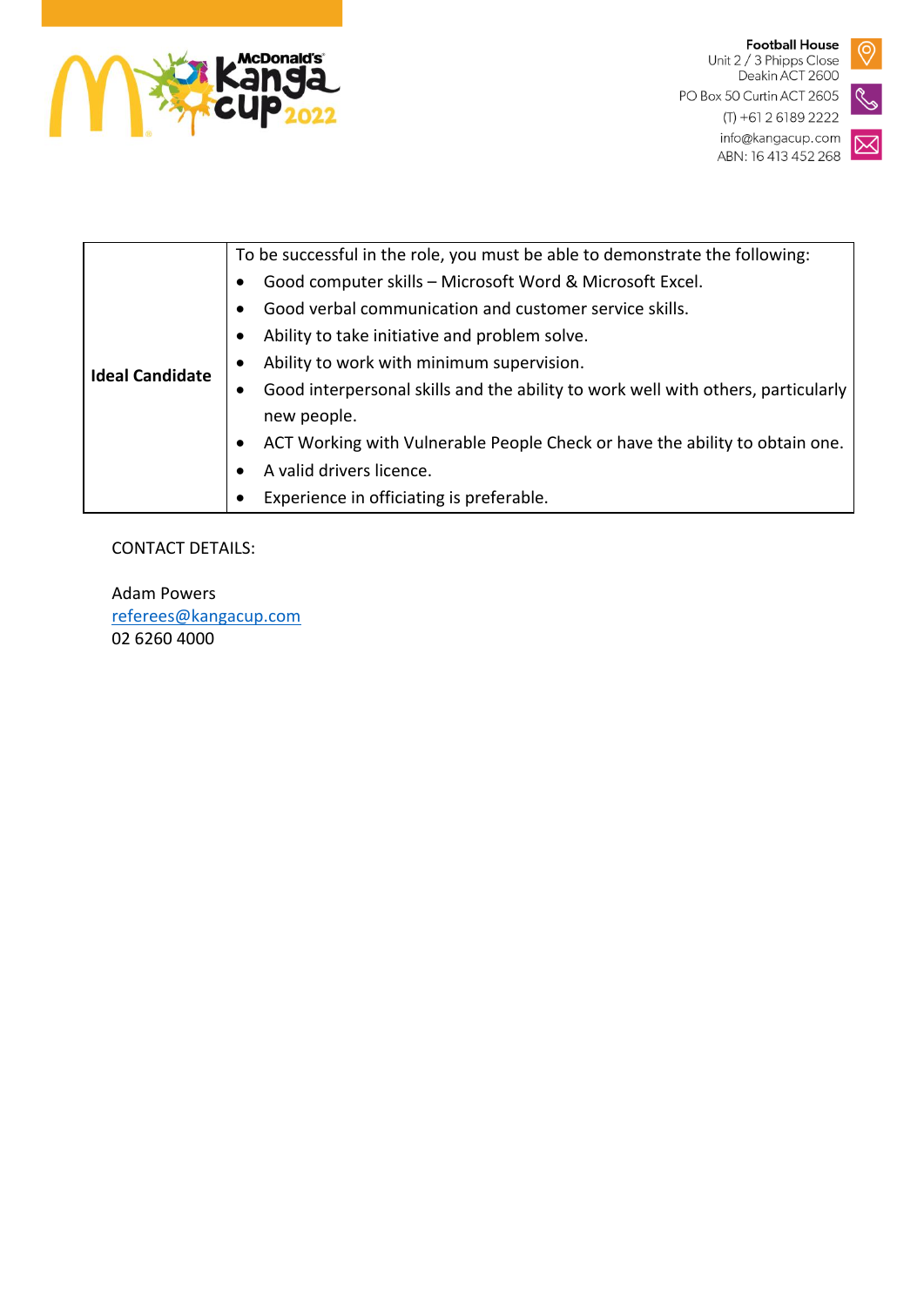| | |
|---|---|
| **Ideal Candidate** | To be successful in the role, you must be able to demonstrate the following:<br>• Good computer skills – Microsoft Word & Microsoft Excel.<br>• Good verbal communication and customer service skills.<br>• Ability to take initiative and problem solve.<br>• Ability to work with minimum supervision.<br>• Good interpersonal skills and the ability to work well with others, particularly new people.<br>• ACT Working with Vulnerable People Check or have the ability to obtain one.<br>• A valid drivers licence.<br>• Experience in officiating is preferable. |

CONTACT DETAILS:

Adam Powers
referees@kangacup.com
02 6260 4000